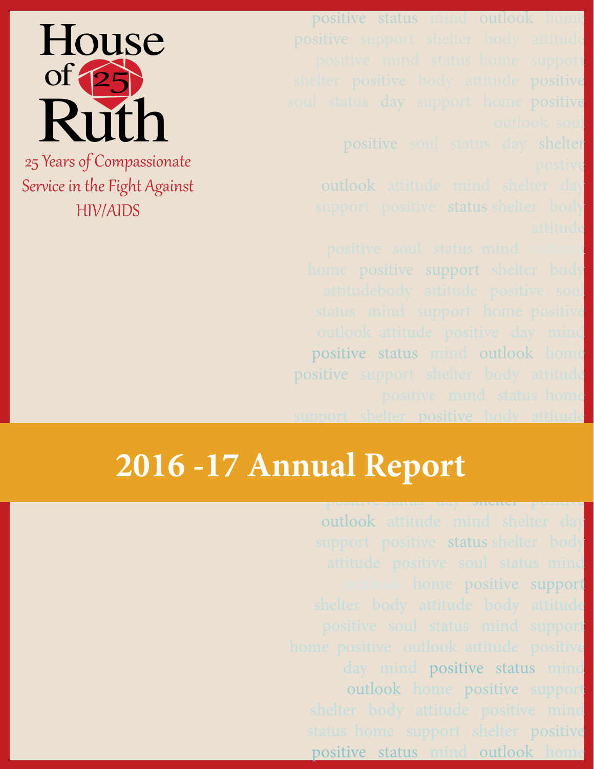# House of Ruth

25 Years of Compassionate Service in the Fight Against HIV/AIDS

# 2016 -17 Annual Report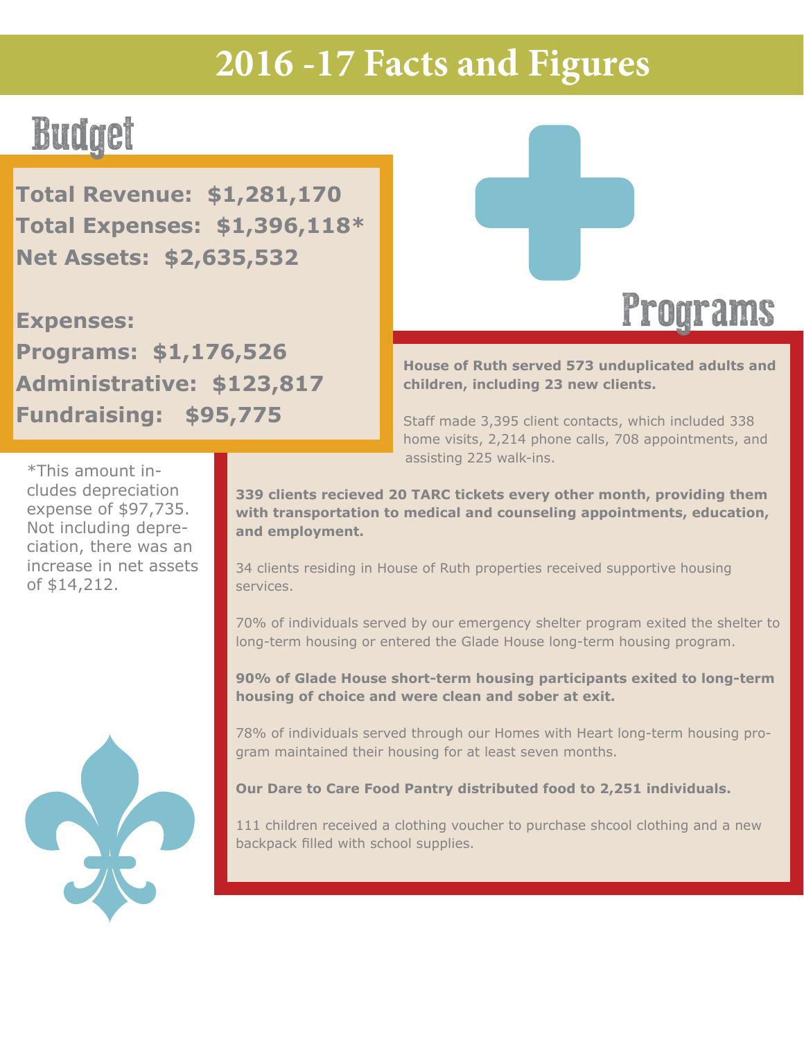# 2016 -17 Facts and Figures

## Budget

**Total Revenue: $1,281,170**
**Total Expenses: $1,396,118***
**Net Assets: $2,635,532**

**Expenses:**
**Programs: $1,176,526**
**Administrative: $123,817**
**Fundraising: $95,775**

*This amount includes depreciation expense of $97,735. Not including depreciation, there was an increase in net assets of $14,212.

## Programs

**House of Ruth served 573 unduplicated adults and children, including 23 new clients.**

Staff made 3,395 client contacts, which included 338 home visits, 2,214 phone calls, 708 appointments, and assisting 225 walk-ins.

**339 clients recieved 20 TARC tickets every other month, providing them with transportation to medical and counseling appointments, education, and employment.**

34 clients residing in House of Ruth properties received supportive housing services.

70% of individuals served by our emergency shelter program exited the shelter to long-term housing or entered the Glade House long-term housing program.

**90% of Glade House short-term housing participants exited to long-term housing of choice and were clean and sober at exit.**

78% of individuals served through our Homes with Heart long-term housing program maintained their housing for at least seven months.

**Our Dare to Care Food Pantry distributed food to 2,251 individuals.**

111 children received a clothing voucher to purchase shcool clothing and a new backpack filled with school supplies.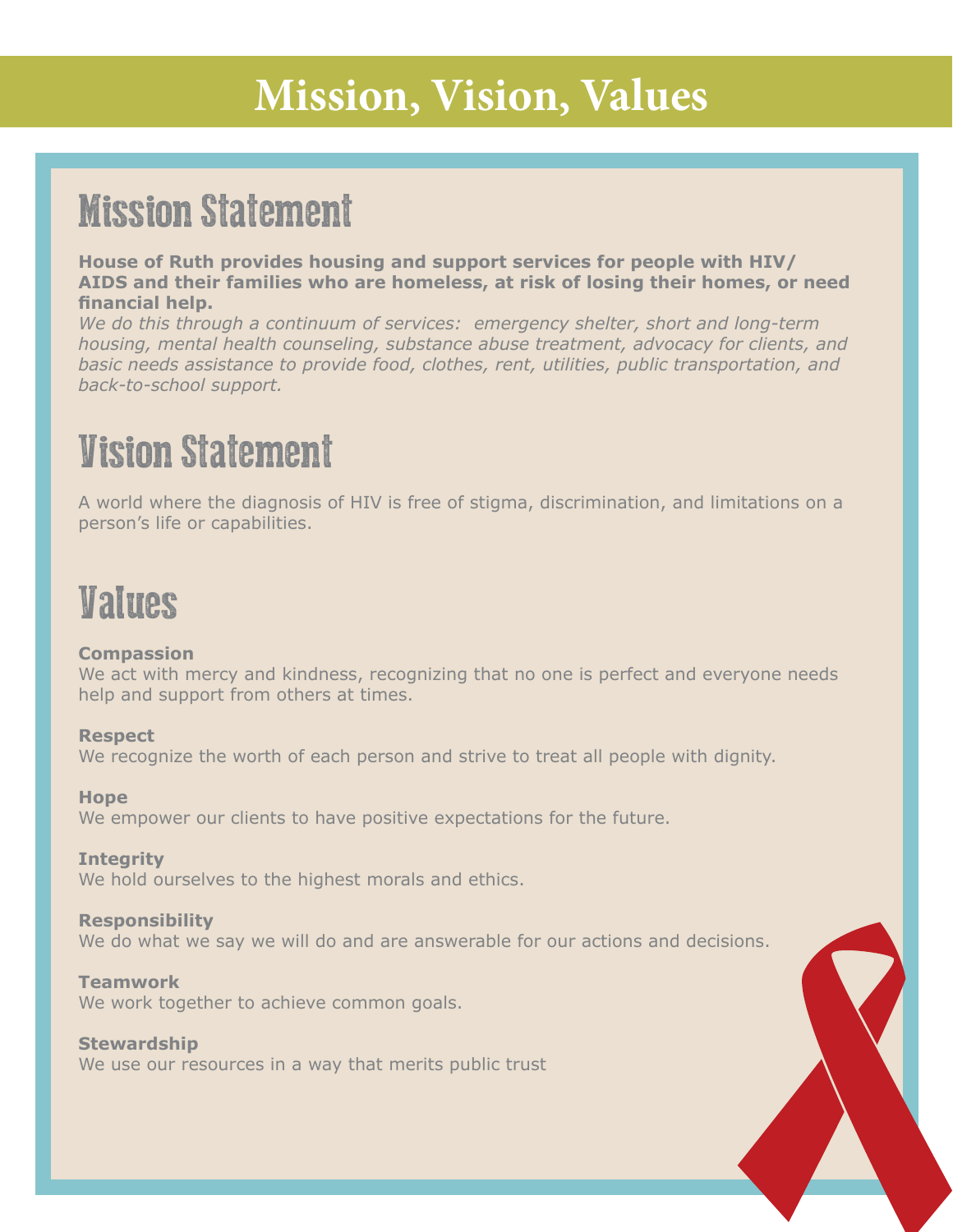# Mission, Vision, Values

## Mission Statement

**House of Ruth provides housing and support services for people with HIV/AIDS and their families who are homeless, at risk of losing their homes, or need financial help.**

*We do this through a continuum of services:  emergency shelter, short and long-term housing, mental health counseling, substance abuse treatment, advocacy for clients, and basic needs assistance to provide food, clothes, rent, utilities, public transportation, and back-to-school support.*

## Vision Statement

A world where the diagnosis of HIV is free of stigma, discrimination, and limitations on a person's life or capabilities.

## Values

**Compassion**
We act with mercy and kindness, recognizing that no one is perfect and everyone needs help and support from others at times.

**Respect**
We recognize the worth of each person and strive to treat all people with dignity.

**Hope**
We empower our clients to have positive expectations for the future.

**Integrity**
We hold ourselves to the highest morals and ethics.

**Responsibility**
We do what we say we will do and are answerable for our actions and decisions.

**Teamwork**
We work together to achieve common goals.

**Stewardship**
We use our resources in a way that merits public trust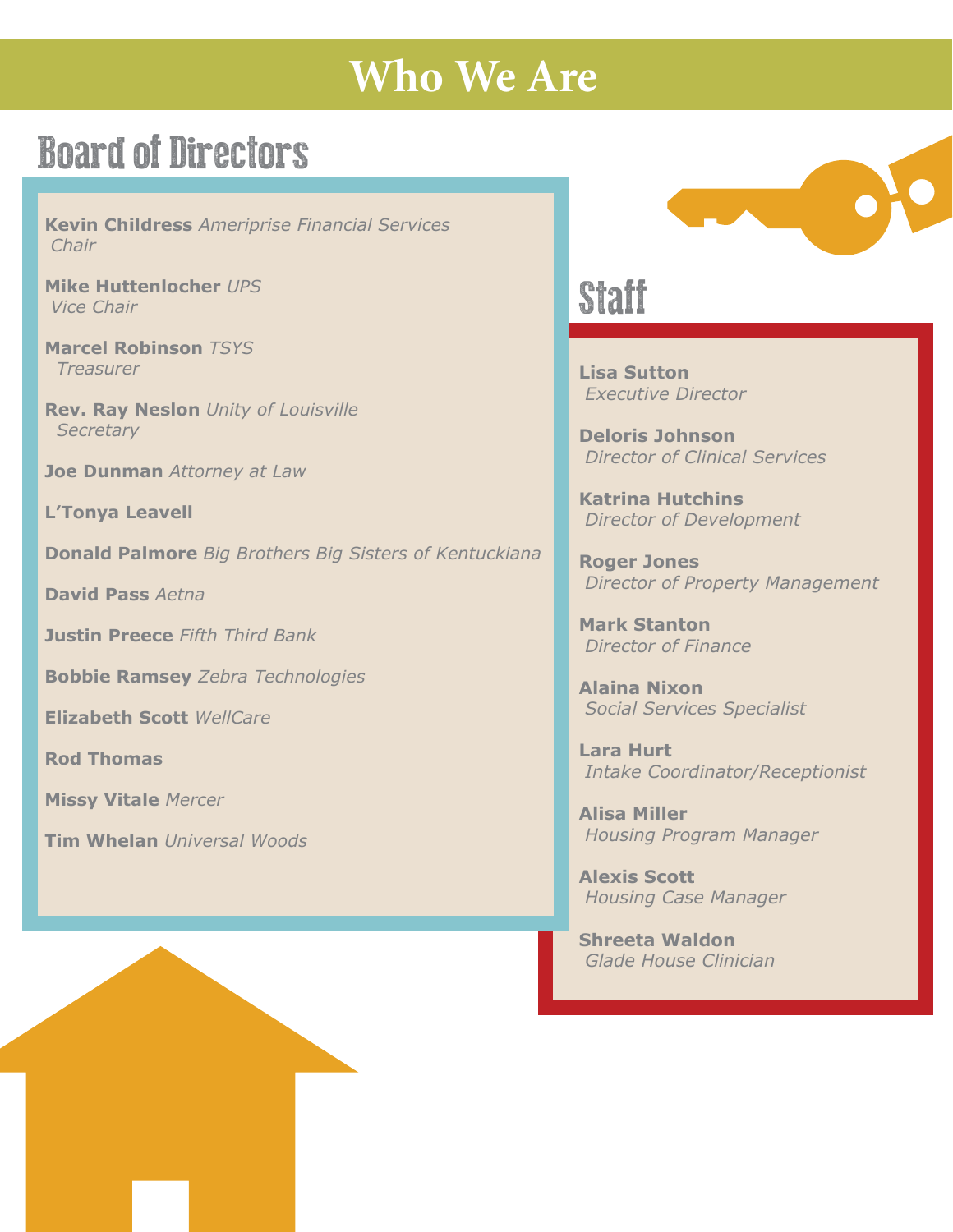# Who We Are

## Board of Directors

**Kevin Childress** *Ameriprise Financial Services*
*Chair*

**Mike Huttenlocher** *UPS*
*Vice Chair*

**Marcel Robinson** *TSYS*
*Treasurer*

**Rev. Ray Neslon** *Unity of Louisville*
*Secretary*

**Joe Dunman** *Attorney at Law*

**L'Tonya Leavell**

**Donald Palmore** *Big Brothers Big Sisters of Kentuckiana*

**David Pass** *Aetna*

**Justin Preece** *Fifth Third Bank*

**Bobbie Ramsey** *Zebra Technologies*

**Elizabeth Scott** *WellCare*

**Rod Thomas**

**Missy Vitale** *Mercer*

**Tim Whelan** *Universal Woods*

## Staff

**Lisa Sutton**
*Executive Director*

**Deloris Johnson**
*Director of Clinical Services*

**Katrina Hutchins**
*Director of Development*

**Roger Jones**
*Director of Property Management*

**Mark Stanton**
*Director of Finance*

**Alaina Nixon**
*Social Services Specialist*

**Lara Hurt**
*Intake Coordinator/Receptionist*

**Alisa Miller**
*Housing Program Manager*

**Alexis Scott**
*Housing Case Manager*

**Shreeta Waldon**
*Glade House Clinician*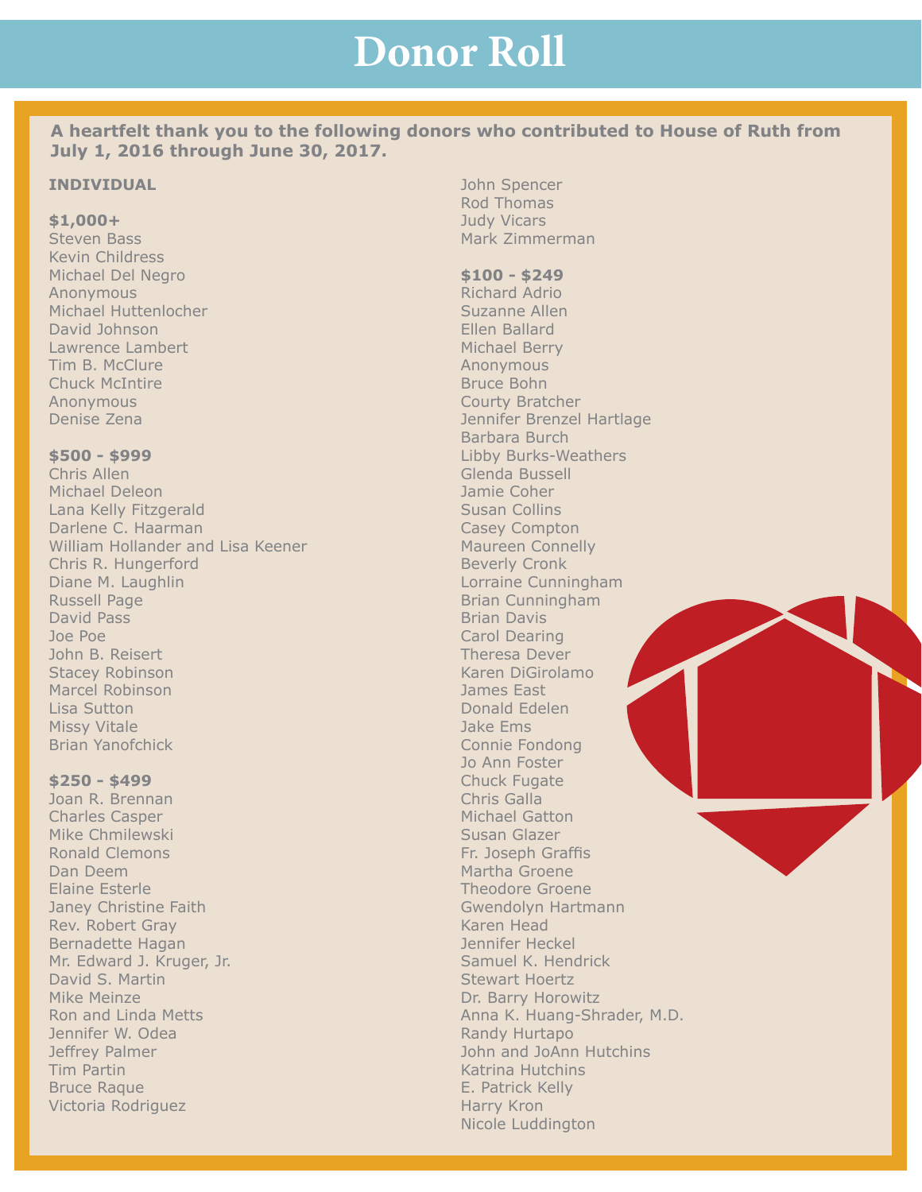# Donor Roll

**A heartfelt thank you to the following donors who contributed to House of Ruth from July 1, 2016 through June 30, 2017.**

**INDIVIDUAL**

**$1,000+**

Steven Bass
Kevin Childress
Michael Del Negro
Anonymous
Michael Huttenlocher
David Johnson
Lawrence Lambert
Tim B. McClure
Chuck McIntire
Anonymous
Denise Zena

**$500 - $999**

Chris Allen
Michael Deleon
Lana Kelly Fitzgerald
Darlene C. Haarman
William Hollander and Lisa Keener
Chris R. Hungerford
Diane M. Laughlin
Russell Page
David Pass
Joe Poe
John B. Reisert
Stacey Robinson
Marcel Robinson
Lisa Sutton
Missy Vitale
Brian Yanofchick

**$250 - $499**

Joan R. Brennan
Charles Casper
Mike Chmilewski
Ronald Clemons
Dan Deem
Elaine Esterle
Janey Christine Faith
Rev. Robert Gray
Bernadette Hagan
Mr. Edward J. Kruger, Jr.
David S. Martin
Mike Meinze
Ron and Linda Metts
Jennifer W. Odea
Jeffrey Palmer
Tim Partin
Bruce Raque
Victoria Rodriguez
John Spencer
Rod Thomas
Judy Vicars
Mark Zimmerman

**$100 - $249**

Richard Adrio
Suzanne Allen
Ellen Ballard
Michael Berry
Anonymous
Bruce Bohn
Courty Bratcher
Jennifer Brenzel Hartlage
Barbara Burch
Libby Burks-Weathers
Glenda Bussell
Jamie Coher
Susan Collins
Casey Compton
Maureen Connelly
Beverly Cronk
Lorraine Cunningham
Brian Cunningham
Brian Davis
Carol Dearing
Theresa Dever
Karen DiGirolamo
James East
Donald Edelen
Jake Ems
Connie Fondong
Jo Ann Foster
Chuck Fugate
Chris Galla
Michael Gatton
Susan Glazer
Fr. Joseph Graffis
Martha Groene
Theodore Groene
Gwendolyn Hartmann
Karen Head
Jennifer Heckel
Samuel K. Hendrick
Stewart Hoertz
Dr. Barry Horowitz
Anna K. Huang-Shrader, M.D.
Randy Hurtapo
John and JoAnn Hutchins
Katrina Hutchins
E. Patrick Kelly
Harry Kron
Nicole Luddington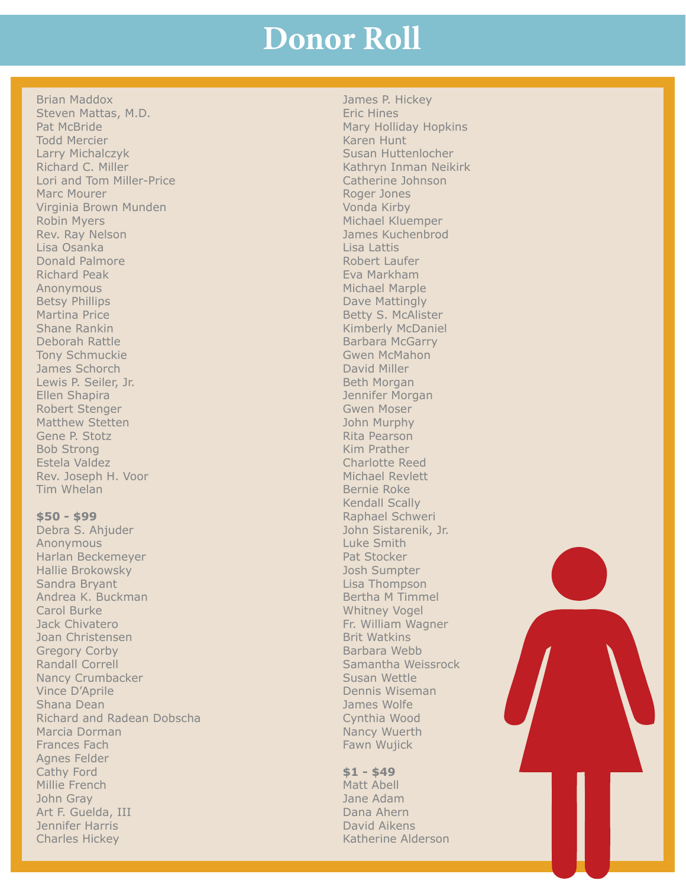# Donor Roll

Brian Maddox
Steven Mattas, M.D.
Pat McBride
Todd Mercier
Larry Michalczyk
Richard C. Miller
Lori and Tom Miller-Price
Marc Mourer
Virginia Brown Munden
Robin Myers
Rev. Ray Nelson
Lisa Osanka
Donald Palmore
Richard Peak
Anonymous
Betsy Phillips
Martina Price
Shane Rankin
Deborah Rattle
Tony Schmuckie
James Schorch
Lewis P. Seiler, Jr.
Ellen Shapira
Robert Stenger
Matthew Stetten
Gene P. Stotz
Bob Strong
Estela Valdez
Rev. Joseph H. Voor
Tim Whelan

**$50 - $99**

Debra S. Ahjuder
Anonymous
Harlan Beckemeyer
Hallie Brokowsky
Sandra Bryant
Andrea K. Buckman
Carol Burke
Jack Chivatero
Joan Christensen
Gregory Corby
Randall Correll
Nancy Crumbacker
Vince D'Aprile
Shana Dean
Richard and Radean Dobscha
Marcia Dorman
Frances Fach
Agnes Felder
Cathy Ford
Millie French
John Gray
Art F. Guelda, III
Jennifer Harris
Charles Hickey
James P. Hickey
Eric Hines
Mary Holliday Hopkins
Karen Hunt
Susan Huttenlocher
Kathryn Inman Neikirk
Catherine Johnson
Roger Jones
Vonda Kirby
Michael Kluemper
James Kuchenbrod
Lisa Lattis
Robert Laufer
Eva Markham
Michael Marple
Dave Mattingly
Betty S. McAlister
Kimberly McDaniel
Barbara McGarry
Gwen McMahon
David Miller
Beth Morgan
Jennifer Morgan
Gwen Moser
John Murphy
Rita Pearson
Kim Prather
Charlotte Reed
Michael Revlett
Bernie Roke
Kendall Scally
Raphael Schweri
John Sistarenik, Jr.
Luke Smith
Pat Stocker
Josh Sumpter
Lisa Thompson
Bertha M Timmel
Whitney Vogel
Fr. William Wagner
Brit Watkins
Barbara Webb
Samantha Weissrock
Susan Wettle
Dennis Wiseman
James Wolfe
Cynthia Wood
Nancy Wuerth
Fawn Wujick

**$1 - $49**

Matt Abell
Jane Adam
Dana Ahern
David Aikens
Katherine Alderson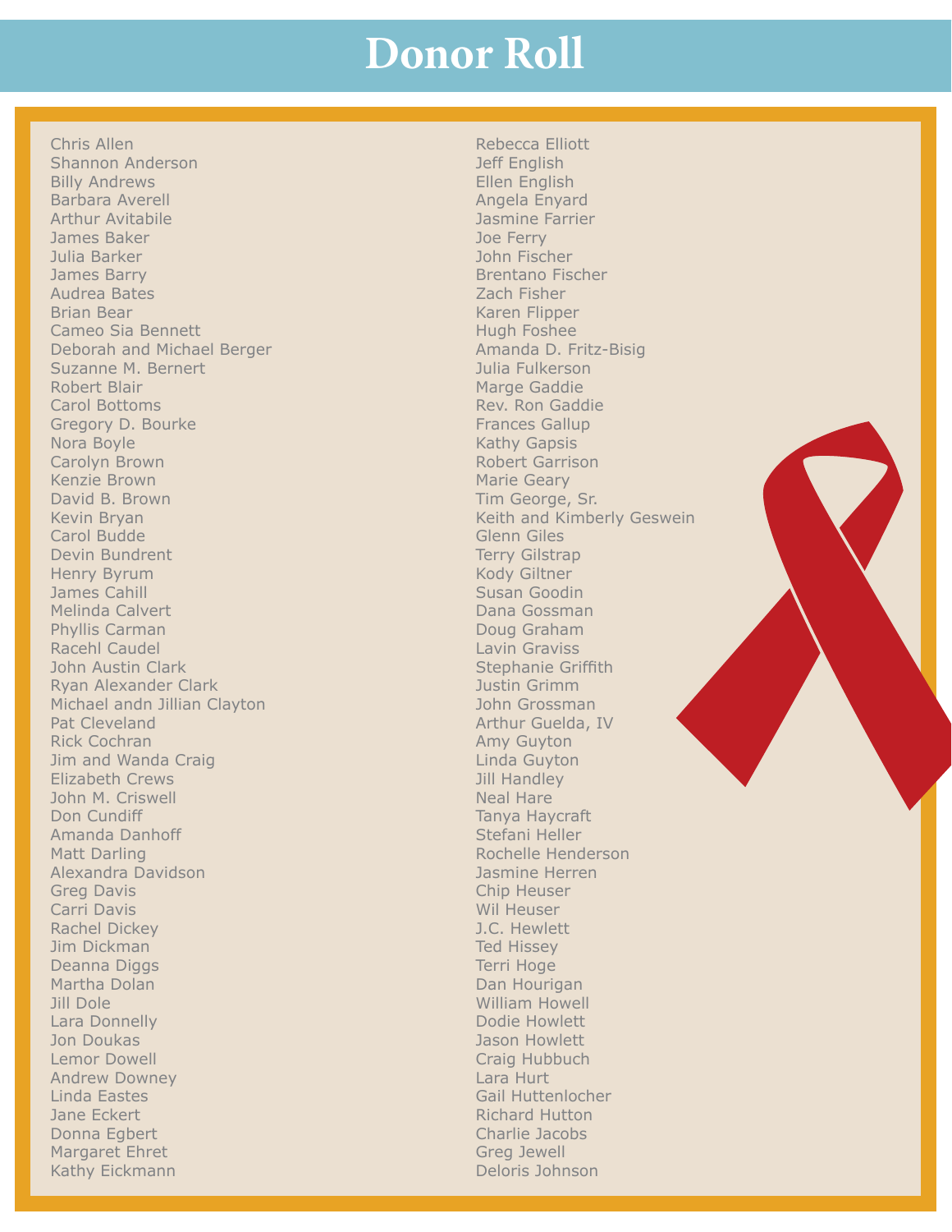# Donor Roll

Chris Allen
Shannon Anderson
Billy Andrews
Barbara Averell
Arthur Avitabile
James Baker
Julia Barker
James Barry
Audrea Bates
Brian Bear
Cameo Sia Bennett
Deborah and Michael Berger
Suzanne M. Bernert
Robert Blair
Carol Bottoms
Gregory D. Bourke
Nora Boyle
Carolyn Brown
Kenzie Brown
David B. Brown
Kevin Bryan
Carol Budde
Devin Bundrent
Henry Byrum
James Cahill
Melinda Calvert
Phyllis Carman
Racehl Caudel
John Austin Clark
Ryan Alexander Clark
Michael andn Jillian Clayton
Pat Cleveland
Rick Cochran
Jim and Wanda Craig
Elizabeth Crews
John M. Criswell
Don Cundiff
Amanda Danhoff
Matt Darling
Alexandra Davidson
Greg Davis
Carri Davis
Rachel Dickey
Jim Dickman
Deanna Diggs
Martha Dolan
Jill Dole
Lara Donnelly
Jon Doukas
Lemor Dowell
Andrew Downey
Linda Eastes
Jane Eckert
Donna Egbert
Margaret Ehret
Kathy Eickmann
Rebecca Elliott
Jeff English
Ellen English
Angela Enyard
Jasmine Farrier
Joe Ferry
John Fischer
Brentano Fischer
Zach Fisher
Karen Flipper
Hugh Foshee
Amanda D. Fritz-Bisig
Julia Fulkerson
Marge Gaddie
Rev. Ron Gaddie
Frances Gallup
Kathy Gapsis
Robert Garrison
Marie Geary
Tim George, Sr.
Keith and Kimberly Geswein
Glenn Giles
Terry Gilstrap
Kody Giltner
Susan Goodin
Dana Gossman
Doug Graham
Lavin Graviss
Stephanie Griffith
Justin Grimm
John Grossman
Arthur Guelda, IV
Amy Guyton
Linda Guyton
Jill Handley
Neal Hare
Tanya Haycraft
Stefani Heller
Rochelle Henderson
Jasmine Herren
Chip Heuser
Wil Heuser
J.C. Hewlett
Ted Hissey
Terri Hoge
Dan Hourigan
William Howell
Dodie Howlett
Jason Howlett
Craig Hubbuch
Lara Hurt
Gail Huttenlocher
Richard Hutton
Charlie Jacobs
Greg Jewell
Deloris Johnson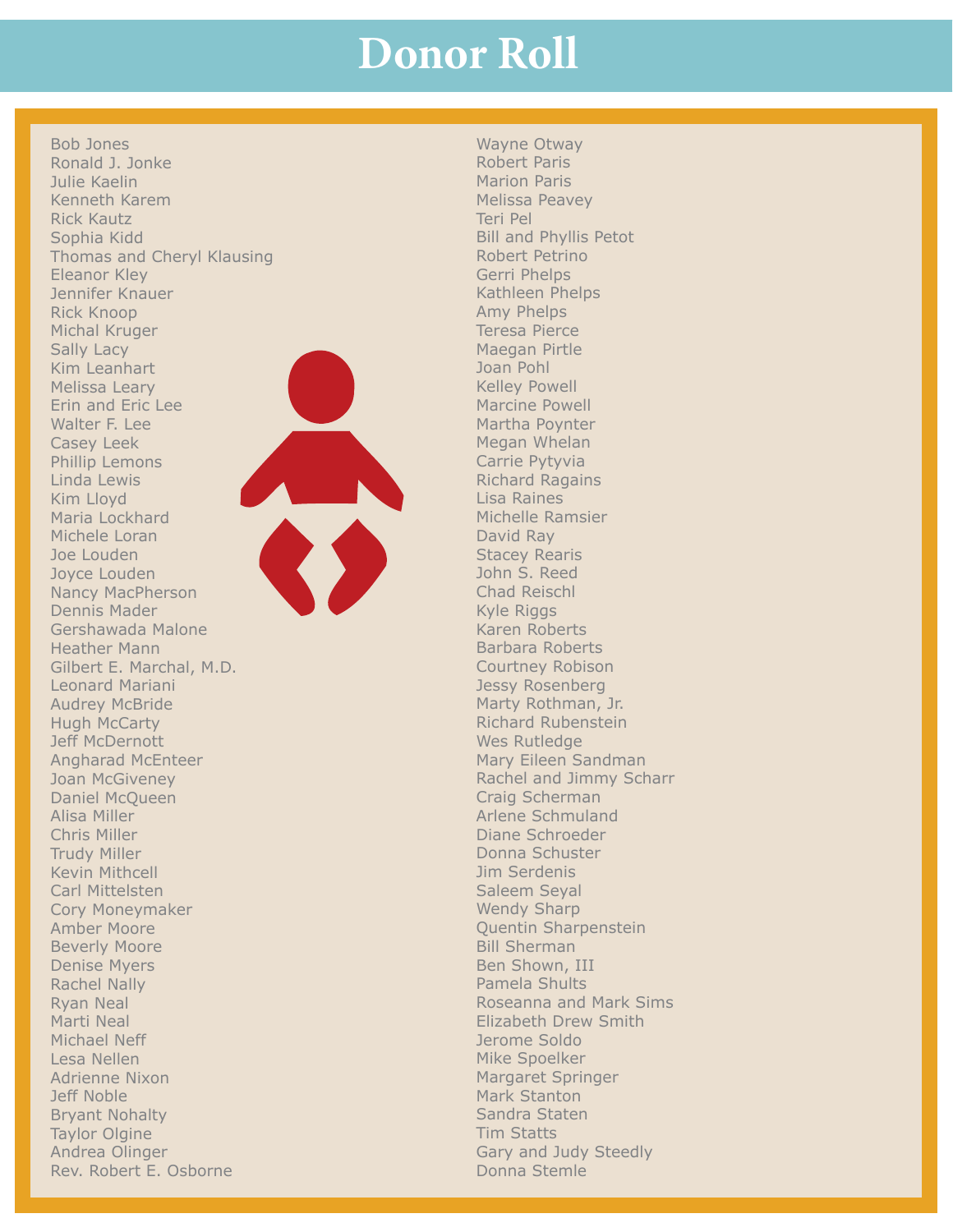# Donor Roll

Bob Jones
Ronald J. Jonke
Julie Kaelin
Kenneth Karem
Rick Kautz
Sophia Kidd
Thomas and Cheryl Klausing
Eleanor Kley
Jennifer Knauer
Rick Knoop
Michal Kruger
Sally Lacy
Kim Leanhart
Melissa Leary
Erin and Eric Lee
Walter F. Lee
Casey Leek
Phillip Lemons
Linda Lewis
Kim Lloyd
Maria Lockhard
Michele Loran
Joe Louden
Joyce Louden
Nancy MacPherson
Dennis Mader
Gershawada Malone
Heather Mann
Gilbert E. Marchal, M.D.
Leonard Mariani
Audrey McBride
Hugh McCarty
Jeff McDernott
Angharad McEnteer
Joan McGiveney
Daniel McQueen
Alisa Miller
Chris Miller
Trudy Miller
Kevin Mithcell
Carl Mittelsten
Cory Moneymaker
Amber Moore
Beverly Moore
Denise Myers
Rachel Nally
Ryan Neal
Marti Neal
Michael Neff
Lesa Nellen
Adrienne Nixon
Jeff Noble
Bryant Nohalty
Taylor Olgine
Andrea Olinger
Rev. Robert E. Osborne
Wayne Otway
Robert Paris
Marion Paris
Melissa Peavey
Teri Pel
Bill and Phyllis Petot
Robert Petrino
Gerri Phelps
Kathleen Phelps
Amy Phelps
Teresa Pierce
Maegan Pirtle
Joan Pohl
Kelley Powell
Marcine Powell
Martha Poynter
Megan Whelan
Carrie Pytyvia
Richard Ragains
Lisa Raines
Michelle Ramsier
David Ray
Stacey Rearis
John S. Reed
Chad Reischl
Kyle Riggs
Karen Roberts
Barbara Roberts
Courtney Robison
Jessy Rosenberg
Marty Rothman, Jr.
Richard Rubenstein
Wes Rutledge
Mary Eileen Sandman
Rachel and Jimmy Scharr
Craig Scherman
Arlene Schmuland
Diane Schroeder
Donna Schuster
Jim Serdenis
Saleem Seyal
Wendy Sharp
Quentin Sharpenstein
Bill Sherman
Ben Shown, III
Pamela Shults
Roseanna and Mark Sims
Elizabeth Drew Smith
Jerome Soldo
Mike Spoelker
Margaret Springer
Mark Stanton
Sandra Staten
Tim Statts
Gary and Judy Steedly
Donna Stemle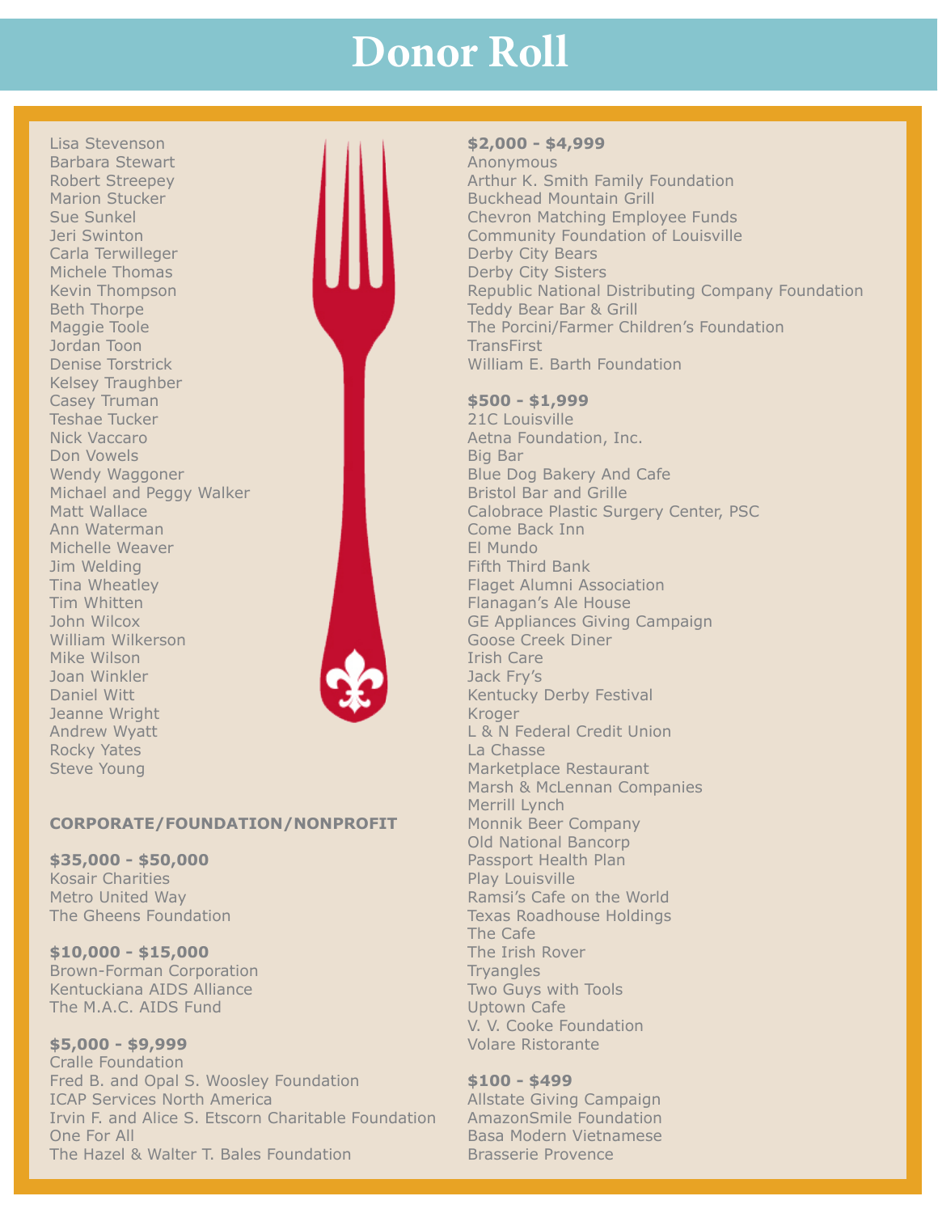# Donor Roll

Lisa Stevenson
Barbara Stewart
Robert Streepey
Marion Stucker
Sue Sunkel
Jeri Swinton
Carla Terwilleger
Michele Thomas
Kevin Thompson
Beth Thorpe
Maggie Toole
Jordan Toon
Denise Torstrick
Kelsey Traughber
Casey Truman
Teshae Tucker
Nick Vaccaro
Don Vowels
Wendy Waggoner
Michael and Peggy Walker
Matt Wallace
Ann Waterman
Michelle Weaver
Jim Welding
Tina Wheatley
Tim Whitten
John Wilcox
William Wilkerson
Mike Wilson
Joan Winkler
Daniel Witt
Jeanne Wright
Andrew Wyatt
Rocky Yates
Steve Young

**CORPORATE/FOUNDATION/NONPROFIT**

**$35,000 - $50,000**
Kosair Charities
Metro United Way
The Gheens Foundation

**$10,000 - $15,000**
Brown-Forman Corporation
Kentuckiana AIDS Alliance
The M.A.C. AIDS Fund

**$5,000 - $9,999**
Cralle Foundation
Fred B. and Opal S. Woosley Foundation
ICAP Services North America
Irvin F. and Alice S. Etscorn Charitable Foundation
One For All
The Hazel & Walter T. Bales Foundation

**$2,000 - $4,999**
Anonymous
Arthur K. Smith Family Foundation
Buckhead Mountain Grill
Chevron Matching Employee Funds
Community Foundation of Louisville
Derby City Bears
Derby City Sisters
Republic National Distributing Company Foundation
Teddy Bear Bar & Grill
The Porcini/Farmer Children's Foundation
TransFirst
William E. Barth Foundation

**$500 - $1,999**
21C Louisville
Aetna Foundation, Inc.
Big Bar
Blue Dog Bakery And Cafe
Bristol Bar and Grille
Calobrace Plastic Surgery Center, PSC
Come Back Inn
El Mundo
Fifth Third Bank
Flaget Alumni Association
Flanagan's Ale House
GE Appliances Giving Campaign
Goose Creek Diner
Irish Care
Jack Fry's
Kentucky Derby Festival
Kroger
L & N Federal Credit Union
La Chasse
Marketplace Restaurant
Marsh & McLennan Companies
Merrill Lynch
Monnik Beer Company
Old National Bancorp
Passport Health Plan
Play Louisville
Ramsi's Cafe on the World
Texas Roadhouse Holdings
The Cafe
The Irish Rover
Tryangles
Two Guys with Tools
Uptown Cafe
V. V. Cooke Foundation
Volare Ristorante

**$100 - $499**
Allstate Giving Campaign
AmazonSmile Foundation
Basa Modern Vietnamese
Brasserie Provence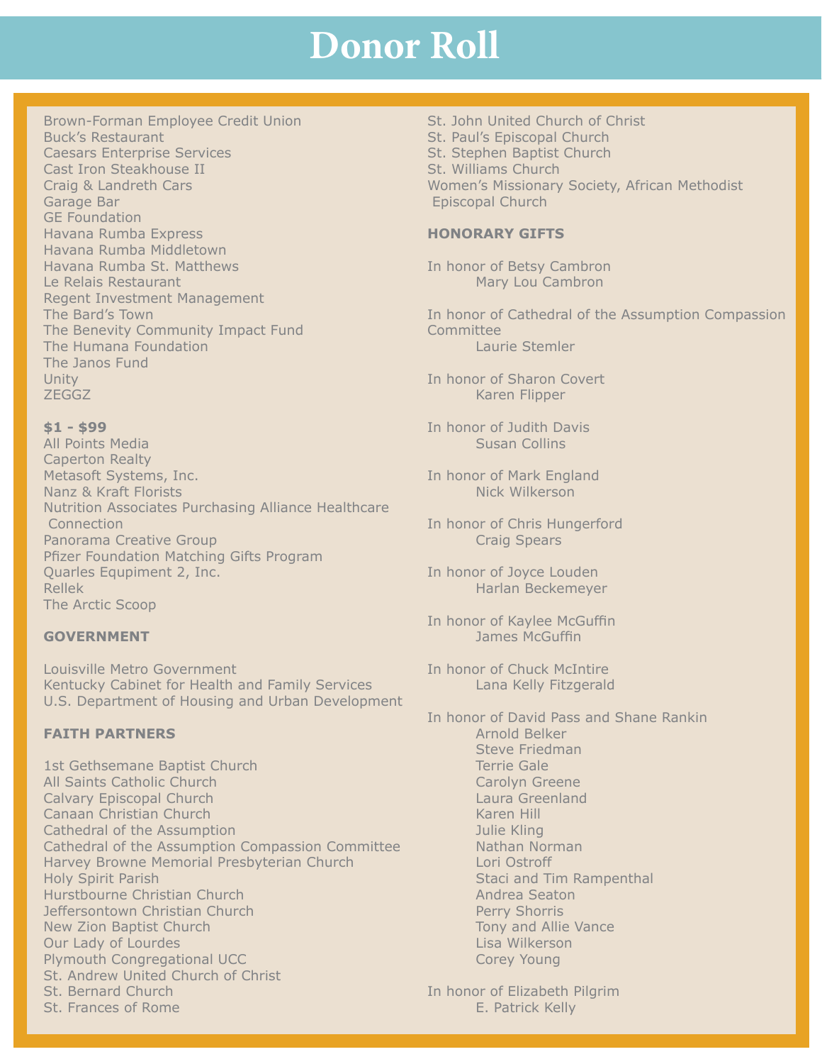# Donor Roll

Brown-Forman Employee Credit Union
Buck's Restaurant
Caesars Enterprise Services
Cast Iron Steakhouse II
Craig & Landreth Cars
Garage Bar
GE Foundation
Havana Rumba Express
Havana Rumba Middletown
Havana Rumba St. Matthews
Le Relais Restaurant
Regent Investment Management
The Bard's Town
The Benevity Community Impact Fund
The Humana Foundation
The Janos Fund
Unity
ZEGGZ

**$1 - $99**
All Points Media
Caperton Realty
Metasoft Systems, Inc.
Nanz & Kraft Florists
Nutrition Associates Purchasing Alliance Healthcare Connection
Panorama Creative Group
Pfizer Foundation Matching Gifts Program
Quarles Equipment 2, Inc.
Rellek
The Arctic Scoop

**GOVERNMENT**

Louisville Metro Government
Kentucky Cabinet for Health and Family Services
U.S. Department of Housing and Urban Development

**FAITH PARTNERS**

1st Gethsemane Baptist Church
All Saints Catholic Church
Calvary Episcopal Church
Canaan Christian Church
Cathedral of the Assumption
Cathedral of the Assumption Compassion Committee
Harvey Browne Memorial Presbyterian Church
Holy Spirit Parish
Hurstbourne Christian Church
Jeffersontown Christian Church
New Zion Baptist Church
Our Lady of Lourdes
Plymouth Congregational UCC
St. Andrew United Church of Christ
St. Bernard Church
St. Frances of Rome
St. John United Church of Christ
St. Paul's Episcopal Church
St. Stephen Baptist Church
St. Williams Church
Women's Missionary Society, African Methodist Episcopal Church

**HONORARY GIFTS**

In honor of Betsy Cambron
Mary Lou Cambron

In honor of Cathedral of the Assumption Compassion Committee
Laurie Stemler

In honor of Sharon Covert
Karen Flipper

In honor of Judith Davis
Susan Collins

In honor of Mark England
Nick Wilkerson

In honor of Chris Hungerford
Craig Spears

In honor of Joyce Louden
Harlan Beckemeyer

In honor of Kaylee McGuffin
James McGuffin

In honor of Chuck McIntire
Lana Kelly Fitzgerald

In honor of David Pass and Shane Rankin
Arnold Belker
Steve Friedman
Terrie Gale
Carolyn Greene
Laura Greenland
Karen Hill
Julie Kling
Nathan Norman
Lori Ostroff
Staci and Tim Rampenthal
Andrea Seaton
Perry Shorris
Tony and Allie Vance
Lisa Wilkerson
Corey Young

In honor of Elizabeth Pilgrim
E. Patrick Kelly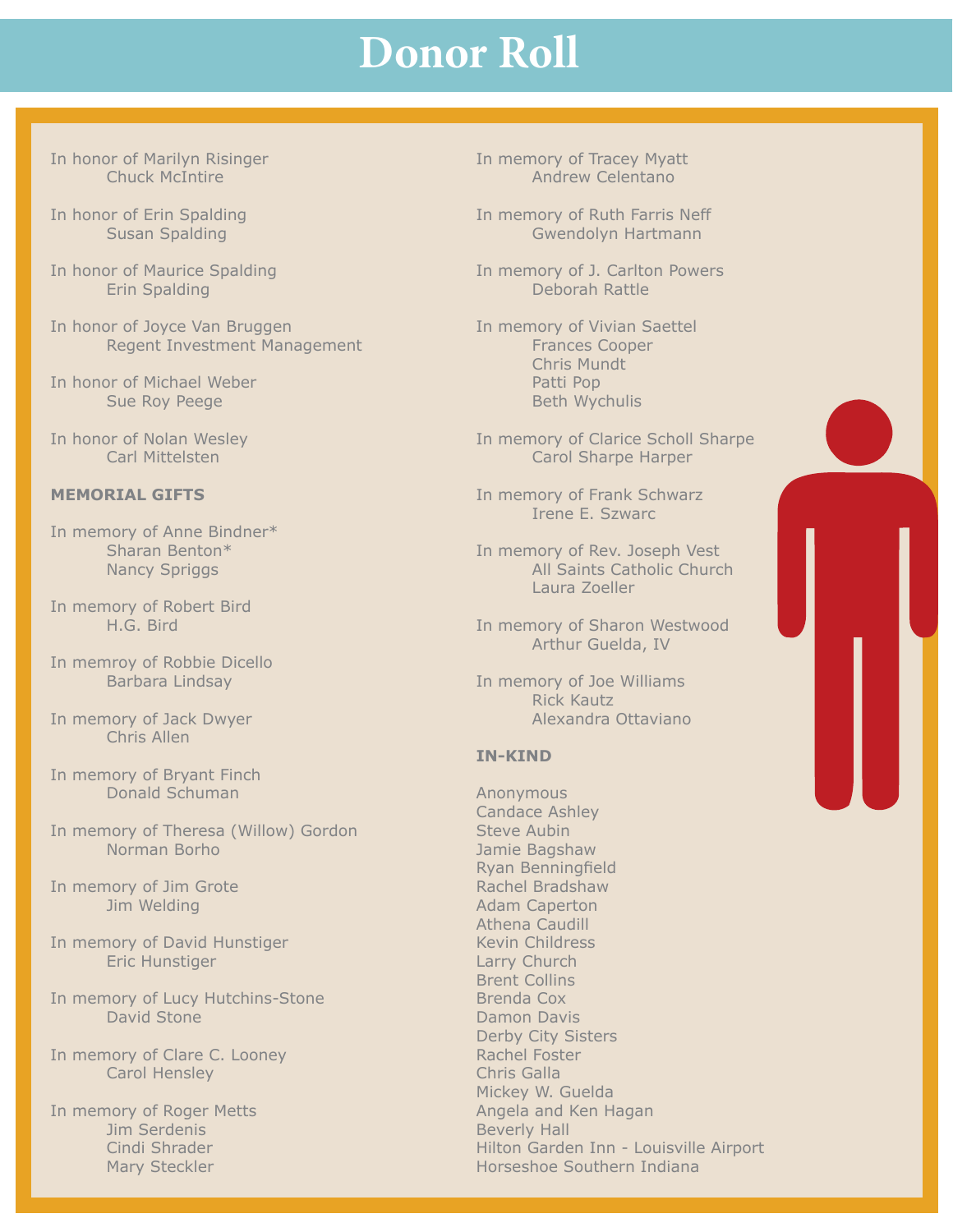# Donor Roll

In honor of Marilyn Risinger
Chuck McIntire

In honor of Erin Spalding
Susan Spalding

In honor of Maurice Spalding
Erin Spalding

In honor of Joyce Van Bruggen
Regent Investment Management

In honor of Michael Weber
Sue Roy Peege

In honor of Nolan Wesley
Carl Mittelsten

**MEMORIAL GIFTS**

In memory of Anne Bindner*
Sharan Benton*
Nancy Spriggs

In memory of Robert Bird
H.G. Bird

In memroy of Robbie Dicello
Barbara Lindsay

In memory of Jack Dwyer
Chris Allen

In memory of Bryant Finch
Donald Schuman

In memory of Theresa (Willow) Gordon
Norman Borho

In memory of Jim Grote
Jim Welding

In memory of David Hunstiger
Eric Hunstiger

In memory of Lucy Hutchins-Stone
David Stone

In memory of Clare C. Looney
Carol Hensley

In memory of Roger Metts
Jim Serdenis
Cindi Shrader
Mary Steckler

In memory of Tracey Myatt
Andrew Celentano

In memory of Ruth Farris Neff
Gwendolyn Hartmann

In memory of J. Carlton Powers
Deborah Rattle

In memory of Vivian Saettel
Frances Cooper
Chris Mundt
Patti Pop
Beth Wychulis

In memory of Clarice Scholl Sharpe
Carol Sharpe Harper

In memory of Frank Schwarz
Irene E. Szwarc

In memory of Rev. Joseph Vest
All Saints Catholic Church
Laura Zoeller

In memory of Sharon Westwood
Arthur Guelda, IV

In memory of Joe Williams
Rick Kautz
Alexandra Ottaviano

**IN-KIND**

Anonymous
Candace Ashley
Steve Aubin
Jamie Bagshaw
Ryan Benningfield
Rachel Bradshaw
Adam Caperton
Athena Caudill
Kevin Childress
Larry Church
Brent Collins
Brenda Cox
Damon Davis
Derby City Sisters
Rachel Foster
Chris Galla
Mickey W. Guelda
Angela and Ken Hagan
Beverly Hall
Hilton Garden Inn - Louisville Airport
Horseshoe Southern Indiana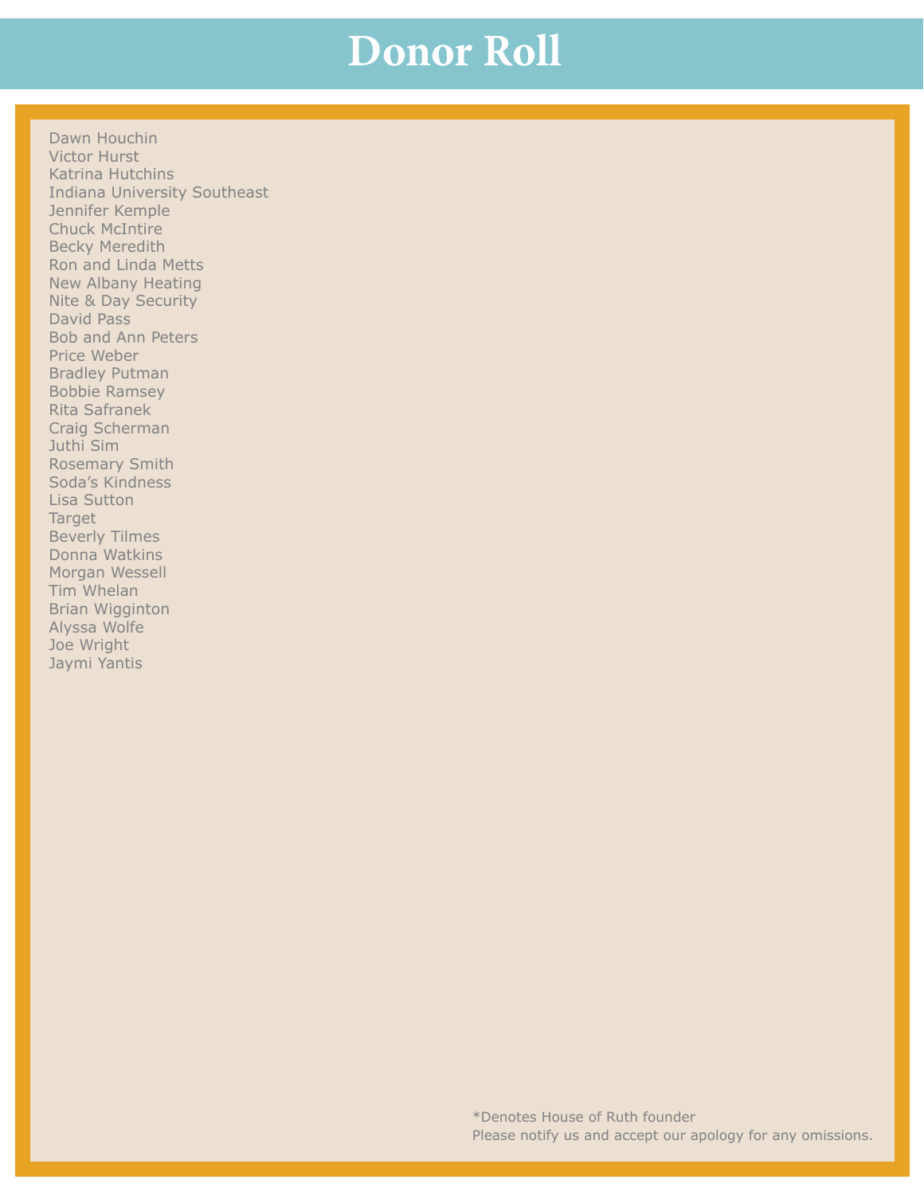# Donor Roll

Dawn Houchin
Victor Hurst
Katrina Hutchins
Indiana University Southeast
Jennifer Kemple
Chuck McIntire
Becky Meredith
Ron and Linda Metts
New Albany Heating
Nite & Day Security
David Pass
Bob and Ann Peters
Price Weber
Bradley Putman
Bobbie Ramsey
Rita Safranek
Craig Scherman
Juthi Sim
Rosemary Smith
Soda's Kindness
Lisa Sutton
Target
Beverly Tilmes
Donna Watkins
Morgan Wessell
Tim Whelan
Brian Wigginton
Alyssa Wolfe
Joe Wright
Jaymi Yantis

*Denotes House of Ruth founder
Please notify us and accept our apology for any omissions.